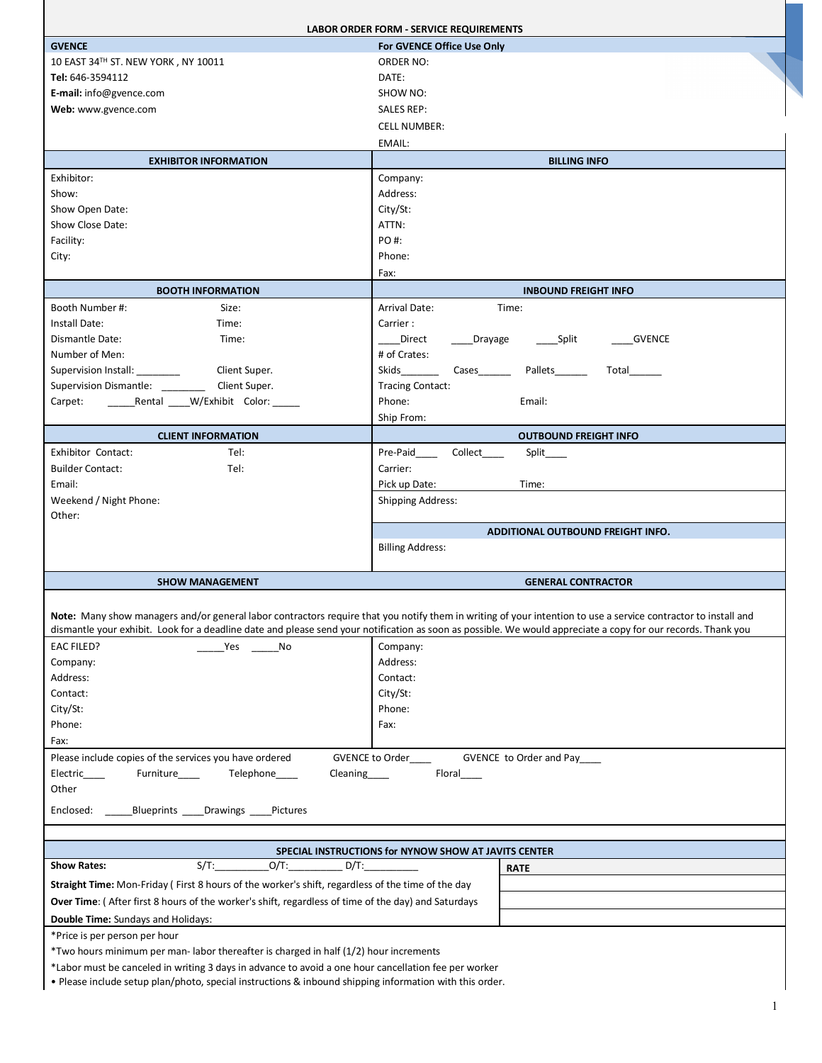# LABOR ORDER FORM - SERVICE REQUIREMENTS

| GVENCE | For GVENCE Office Use Only |
|---|---|
| 10 EAST 34TH ST. NEW YORK , NY 10011 | ORDER NO: |
| **Tel:** 646-3594112 | DATE: |
| **E-mail:** info@gvence.com | SHOW NO: |
| **Web:** www.gvence.com | SALES REP: |
| | CELL NUMBER: |
| | EMAIL: |

| EXHIBITOR INFORMATION | BILLING INFO |
|---|---|
| Exhibitor: | Company: |
| Show: | Address: |
| Show Open Date: | City/St: |
| Show Close Date: | ATTN: |
| Facility: | PO #: |
| City: | Phone: |
| | Fax: |

| BOOTH INFORMATION | INBOUND FREIGHT INFO |
|---|---|
| Booth Number #: Size: | Arrival Date: Time: |
| Install Date: Time: | Carrier : |
| Dismantle Date: Time: | ____Direct ____Drayage ____Split ____GVENCE |
| Number of Men: | # of Crates: |
| Supervision Install: ________ Client Super. | Skids______ Cases______ Pallets______ Total______ |
| Supervision Dismantle: ________ Client Super. | Tracing Contact: |
| Carpet: _____Rental ____W/Exhibit Color: _____ | Phone: Email: |
| | Ship From: |

| CLIENT INFORMATION | OUTBOUND FREIGHT INFO |
|---|---|
| Exhibitor Contact: Tel: | Pre-Paid____ Collect____ Split____ |
| Builder Contact: Tel: | Carrier: |
| Email: | Pick up Date: Time: |
| Weekend / Night Phone: | Shipping Address: |
| Other: | |
| | **ADDITIONAL OUTBOUND FREIGHT INFO.** |
| | Billing Address: |

| SHOW MANAGEMENT | GENERAL CONTRACTOR |
|---|---|

**Note:** Many show managers and/or general labor contractors require that you notify them in writing of your intention to use a service contractor to install and dismantle your exhibit. Look for a deadline date and please send your notification as soon as possible. We would appreciate a copy for our records. Thank you

| | |
|---|---|
| EAC FILED? _____Yes _____No | Company: |
| Company: | Address: |
| Address: | Contact: |
| Contact: | City/St: |
| City/St: | Phone: |
| Phone: | Fax: |
| Fax: | |

Please include copies of the services you have ordered GVENCE to Order____ GVENCE to Order and Pay____

Electric____ Furniture____ Telephone____ Cleaning____ Floral____

Other

Enclosed: _____Blueprints ____Drawings ____Pictures

## SPECIAL INSTRUCTIONS for NYNOW SHOW AT JAVITS CENTER

| **Show Rates:** S/T:__________O/T:__________ D/T:__________ | **RATE** |
|---|---|
| **Straight Time:** Mon-Friday ( First 8 hours of the worker's shift, regardless of the time of the day | |
| **Over Time**: ( After first 8 hours of the worker's shift, regardless of time of the day) and Saturdays | |
| **Double Time:** Sundays and Holidays: | |

*Price is per person per hour

*Two hours minimum per man- labor thereafter is charged in half (1/2) hour increments

*Labor must be canceled in writing 3 days in advance to avoid a one hour cancellation fee per worker

• Please include setup plan/photo, special instructions & inbound shipping information with this order.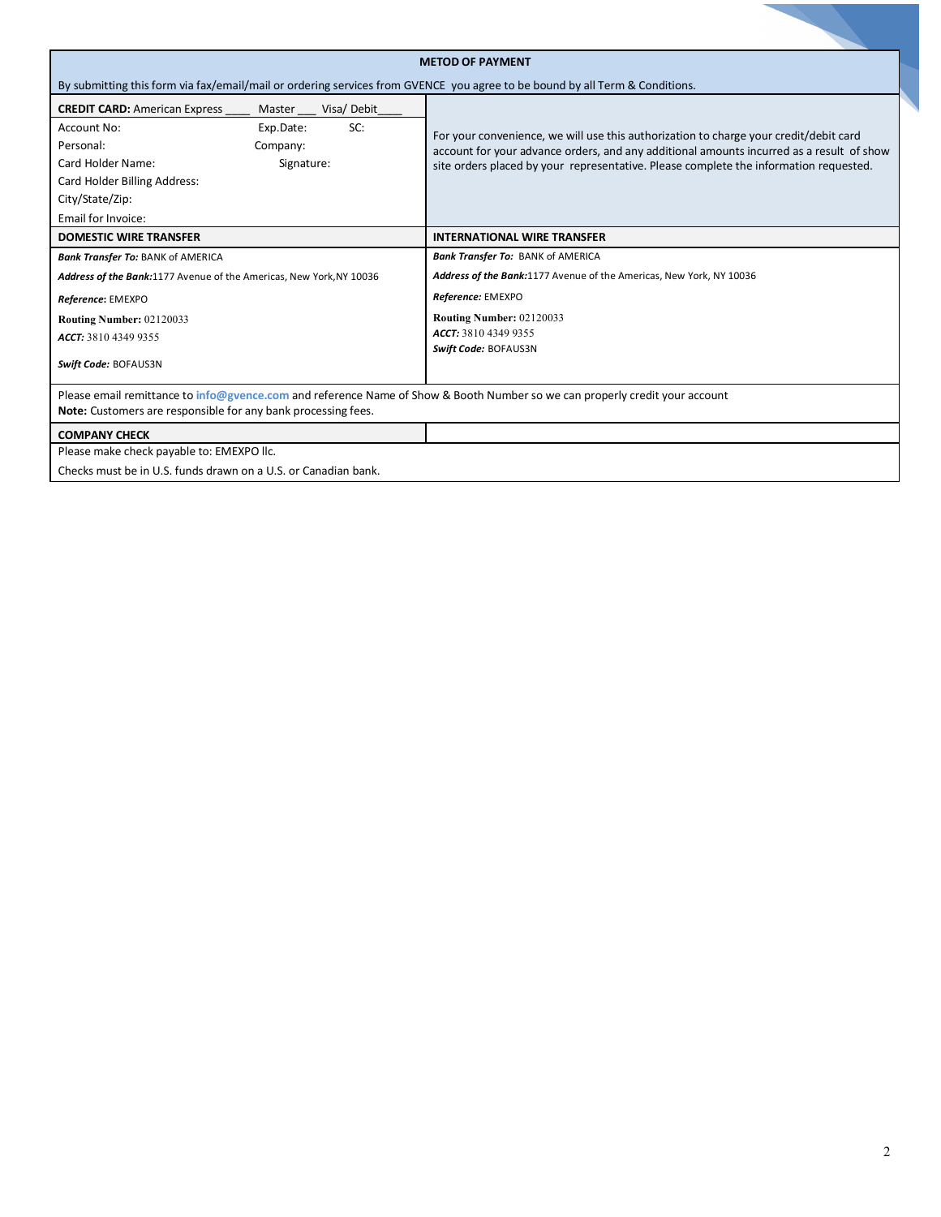## METOD OF PAYMENT

By submitting this form via fax/email/mail or ordering services from GVENCE you agree to be bound by all Term & Conditions.

| | |
|---|---|
| **CREDIT CARD:** American Express ____ Master ___ Visa/ Debit____<br>Account No: Exp.Date: SC:<br>Personal: Company:<br>Card Holder Name: Signature:<br>Card Holder Billing Address:<br>City/State/Zip:<br>Email for Invoice: | For your convenience, we will use this authorization to charge your credit/debit card account for your advance orders, and any additional amounts incurred as a result of show site orders placed by your representative. Please complete the information requested. |
| **DOMESTIC WIRE TRANSFER** | **INTERNATIONAL WIRE TRANSFER** |
| ***Bank Transfer To:*** BANK of AMERICA<br>***Address of the Bank:***1177 Avenue of the Americas, New York,NY 10036<br>***Reference:*** EMEXPO<br>**Routing Number:** 02120033<br>***ACCT:*** 3810 4349 9355<br>***Swift Code:*** BOFAUS3N | ***Bank Transfer To:*** BANK of AMERICA<br>***Address of the Bank:***1177 Avenue of the Americas, New York, NY 10036<br>***Reference:*** EMEXPO<br>**Routing Number:** 02120033<br>***ACCT:*** 3810 4349 9355<br>***Swift Code:*** BOFAUS3N |

Please email remittance to info@gvence.com and reference Name of Show & Booth Number so we can properly credit your account
**Note:** Customers are responsible for any bank processing fees.

**COMPANY CHECK**

Please make check payable to: EMEXPO llc.

Checks must be in U.S. funds drawn on a U.S. or Canadian bank.